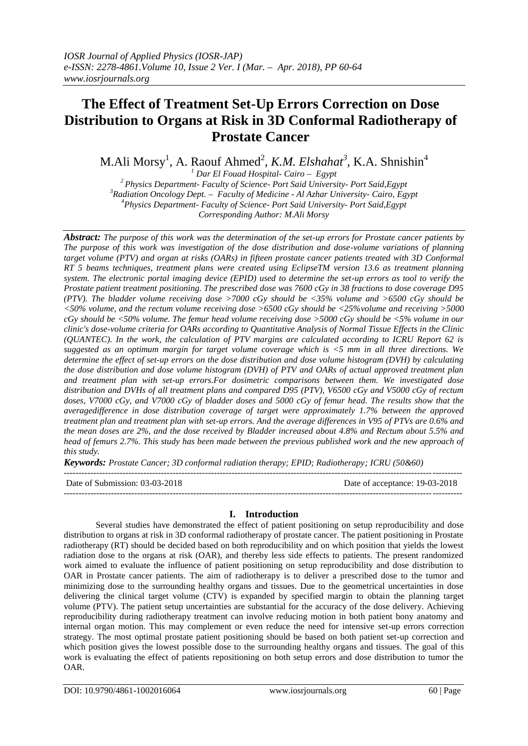*IOSR Journal of Applied Physics (IOSR-JAP)*
*e-ISSN: 2278-4861.Volume 10, Issue 2 Ver. I (Mar. – Apr. 2018), PP 60-64*
*www.iosrjournals.org*

# The Effect of Treatment Set-Up Errors Correction on Dose Distribution to Organs at Risk in 3D Conformal Radiotherapy of Prostate Cancer

M.Ali Morsy[1], A. Raouf Ahmed[2], *K.M. Elshahat[3]*, K.A. Shnishin[4]

*[1] Dar El Fouad Hospital- Cairo – Egypt*
*[2] Physics Department- Faculty of Science- Port Said University- Port Said,Egypt*
*[3] Radiation Oncology Dept. – Faculty of Medicine - Al Azhar University- Cairo, Egypt*
*[4] Physics Department- Faculty of Science- Port Said University- Port Said,Egypt*
*Corresponding Author: M.Ali Morsy*

***Abstract:*** *The purpose of this work was the determination of the set-up errors for Prostate cancer patients by The purpose of this work was investigation of the dose distribution and dose-volume variations of planning target volume (PTV) and organ at risks (OARs) in fifteen prostate cancer patients treated with 3D Conformal RT 5 beams techniques, treatment plans were created using EclipseTM version 13.6 as treatment planning system. The electronic portal imaging device (EPID) used to determine the set-up errors as tool to verify the Prostate patient treatment positioning. The prescribed dose was 7600 cGy in 38 fractions to dose coverage D95 (PTV). The bladder volume receiving dose >7000 cGy should be <35% volume and >6500 cGy should be <50% volume, and the rectum volume receiving dose >6500 cGy should be <25%volume and receiving >5000 cGy should be <50% volume. The femur head volume receiving dose >5000 cGy should be <5% volume in our clinic's dose-volume criteria for OARs according to Quantitative Analysis of Normal Tissue Effects in the Clinic (QUANTEC). In the work, the calculation of PTV margins are calculated according to ICRU Report 62 is suggested as an optimum margin for target volume coverage which is <5 mm in all three directions. We determine the effect of set-up errors on the dose distribution and dose volume histogram (DVH) by calculating the dose distribution and dose volume histogram (DVH) of PTV and OARs of actual approved treatment plan and treatment plan with set-up errors.For dosimetric comparisons between them. We investigated dose distribution and DVHs of all treatment plans and compared D95 (PTV), V6500 cGy and V5000 cGy of rectum doses, V7000 cGy, and V7000 cGy of bladder doses and 5000 cGy of femur head. The results show that the averagedifference in dose distribution coverage of target were approximately 1.7% between the approved treatment plan and treatment plan with set-up errors. And the average differences in V95 of PTVs are 0.6% and the mean doses are 2%, and the dose received by Bladder increased about 4.8% and Rectum about 5.5% and head of femurs 2.7%. This study has been made between the previous published work and the new approach of this study.*

***Keywords:*** *Prostate Cancer; 3D conformal radiation therapy; EPID; Radiotherapy; ICRU (50&60)*

---

Date of Submission: 03-03-2018 Date of acceptance: 19-03-2018

---

## I. Introduction

Several studies have demonstrated the effect of patient positioning on setup reproducibility and dose distribution to organs at risk in 3D conformal radiotherapy of prostate cancer. The patient positioning in Prostate radiotherapy (RT) should be decided based on both reproducibility and on which position that yields the lowest radiation dose to the organs at risk (OAR), and thereby less side effects to patients. The present randomized work aimed to evaluate the influence of patient positioning on setup reproducibility and dose distribution to OAR in Prostate cancer patients. The aim of radiotherapy is to deliver a prescribed dose to the tumor and minimizing dose to the surrounding healthy organs and tissues. Due to the geometrical uncertainties in dose delivering the clinical target volume (CTV) is expanded by specified margin to obtain the planning target volume (PTV). The patient setup uncertainties are substantial for the accuracy of the dose delivery. Achieving reproducibility during radiotherapy treatment can involve reducing motion in both patient bony anatomy and internal organ motion. This may complement or even reduce the need for intensive set-up errors correction strategy. The most optimal prostate patient positioning should be based on both patient set-up correction and which position gives the lowest possible dose to the surrounding healthy organs and tissues. The goal of this work is evaluating the effect of patients repositioning on both setup errors and dose distribution to tumor the OAR.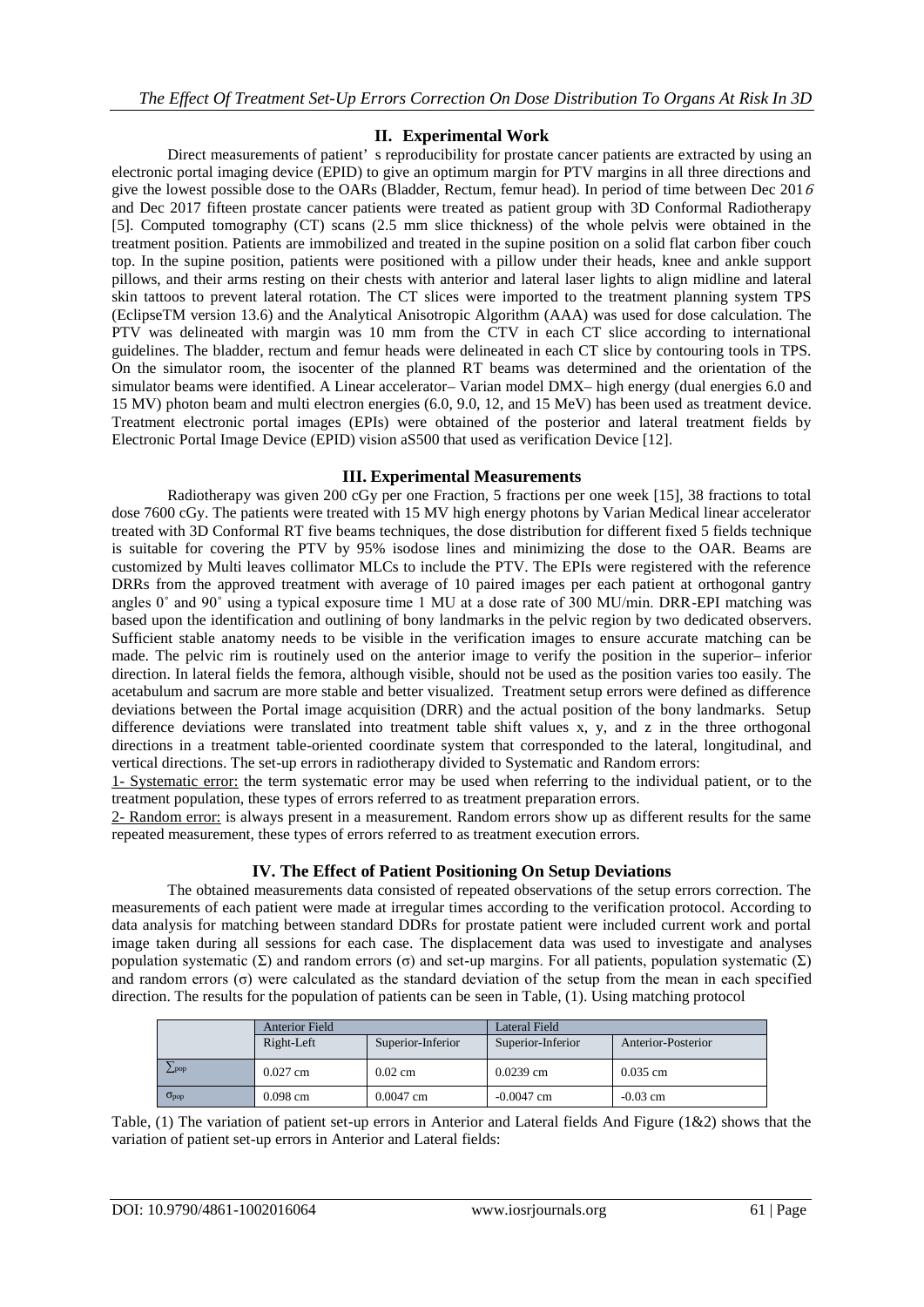## II. Experimental Work

Direct measurements of patient' s reproducibility for prostate cancer patients are extracted by using an electronic portal imaging device (EPID) to give an optimum margin for PTV margins in all three directions and give the lowest possible dose to the OARs (Bladder, Rectum, femur head). In period of time between Dec 2016 and Dec 2017 fifteen prostate cancer patients were treated as patient group with 3D Conformal Radiotherapy [5]. Computed tomography (CT) scans (2.5 mm slice thickness) of the whole pelvis were obtained in the treatment position. Patients are immobilized and treated in the supine position on a solid flat carbon fiber couch top. In the supine position, patients were positioned with a pillow under their heads, knee and ankle support pillows, and their arms resting on their chests with anterior and lateral laser lights to align midline and lateral skin tattoos to prevent lateral rotation. The CT slices were imported to the treatment planning system TPS (EclipseTM version 13.6) and the Analytical Anisotropic Algorithm (AAA) was used for dose calculation. The PTV was delineated with margin was 10 mm from the CTV in each CT slice according to international guidelines. The bladder, rectum and femur heads were delineated in each CT slice by contouring tools in TPS. On the simulator room, the isocenter of the planned RT beams was determined and the orientation of the simulator beams were identified. A Linear accelerator– Varian model DMX– high energy (dual energies 6.0 and 15 MV) photon beam and multi electron energies (6.0, 9.0, 12, and 15 MeV) has been used as treatment device. Treatment electronic portal images (EPIs) were obtained of the posterior and lateral treatment fields by Electronic Portal Image Device (EPID) vision aS500 that used as verification Device [12].

## III. Experimental Measurements

Radiotherapy was given 200 cGy per one Fraction, 5 fractions per one week [15], 38 fractions to total dose 7600 cGy. The patients were treated with 15 MV high energy photons by Varian Medical linear accelerator treated with 3D Conformal RT five beams techniques, the dose distribution for different fixed 5 fields technique is suitable for covering the PTV by 95% isodose lines and minimizing the dose to the OAR. Beams are customized by Multi leaves collimator MLCs to include the PTV. The EPIs were registered with the reference DRRs from the approved treatment with average of 10 paired images per each patient at orthogonal gantry angles 0˚ and 90˚ using a typical exposure time 1 MU at a dose rate of 300 MU/min. DRR-EPI matching was based upon the identification and outlining of bony landmarks in the pelvic region by two dedicated observers. Sufficient stable anatomy needs to be visible in the verification images to ensure accurate matching can be made. The pelvic rim is routinely used on the anterior image to verify the position in the superior– inferior direction. In lateral fields the femora, although visible, should not be used as the position varies too easily. The acetabulum and sacrum are more stable and better visualized. Treatment setup errors were defined as difference deviations between the Portal image acquisition (DRR) and the actual position of the bony landmarks. Setup difference deviations were translated into treatment table shift values x, y, and z in the three orthogonal directions in a treatment table-oriented coordinate system that corresponded to the lateral, longitudinal, and vertical directions. The set-up errors in radiotherapy divided to Systematic and Random errors:

1- Systematic error: the term systematic error may be used when referring to the individual patient, or to the treatment population, these types of errors referred to as treatment preparation errors.

2- Random error: is always present in a measurement. Random errors show up as different results for the same repeated measurement, these types of errors referred to as treatment execution errors.

## IV. The Effect of Patient Positioning On Setup Deviations

The obtained measurements data consisted of repeated observations of the setup errors correction. The measurements of each patient were made at irregular times according to the verification protocol. According to data analysis for matching between standard DDRs for prostate patient were included current work and portal image taken during all sessions for each case. The displacement data was used to investigate and analyses population systematic (Σ) and random errors (σ) and set-up margins. For all patients, population systematic (Σ) and random errors (σ) were calculated as the standard deviation of the setup from the mean in each specified direction. The results for the population of patients can be seen in Table, (1). Using matching protocol

| | Anterior Field | | Lateral Field | |
|---|---|---|---|---|
| | Right-Left | Superior-Inferior | Superior-Inferior | Anterior-Posterior |
| $\sum_{pop}$ | 0.027 cm | 0.02 cm | 0.0239 cm | 0.035 cm |
| $\sigma_{pop}$ | 0.098 cm | 0.0047 cm | -0.0047 cm | -0.03 cm |

Table, (1) The variation of patient set-up errors in Anterior and Lateral fields And Figure (1&2) shows that the variation of patient set-up errors in Anterior and Lateral fields: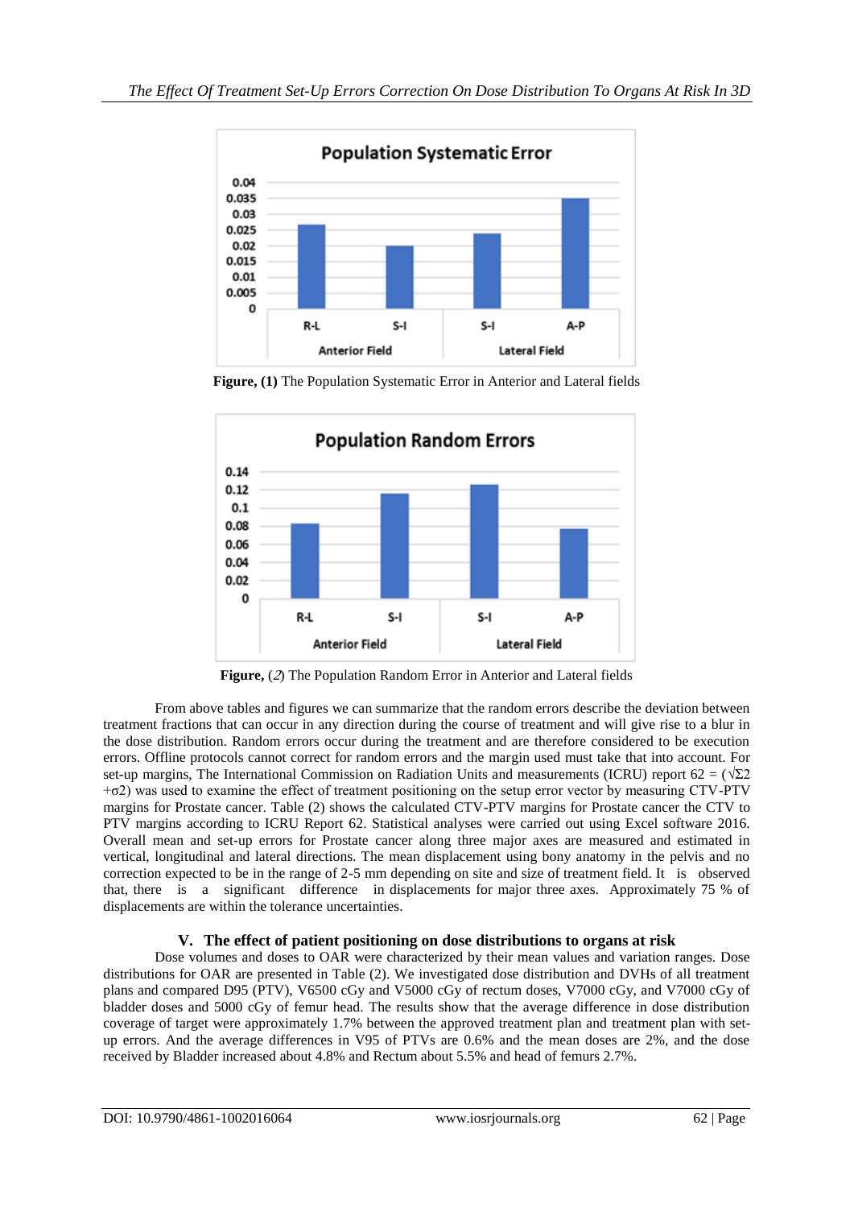**Figure, (1)** The Population Systematic Error in Anterior and Lateral fields

**Figure,** (*2*) The Population Random Error in Anterior and Lateral fields

From above tables and figures we can summarize that the random errors describe the deviation between treatment fractions that can occur in any direction during the course of treatment and will give rise to a blur in the dose distribution. Random errors occur during the treatment and are therefore considered to be execution errors. Offline protocols cannot correct for random errors and the margin used must take that into account. For set-up margins, The International Commission on Radiation Units and measurements (ICRU) report 62 = ($\sqrt{\Sigma 2 + \sigma 2}$) was used to examine the effect of treatment positioning on the setup error vector by measuring CTV-PTV margins for Prostate cancer. Table (2) shows the calculated CTV-PTV margins for Prostate cancer the CTV to PTV margins according to ICRU Report 62. Statistical analyses were carried out using Excel software 2016. Overall mean and set-up errors for Prostate cancer along three major axes are measured and estimated in vertical, longitudinal and lateral directions. The mean displacement using bony anatomy in the pelvis and no correction expected to be in the range of 2-5 mm depending on site and size of treatment field. It is observed that, there is a significant difference in displacements for major three axes. Approximately 75 % of displacements are within the tolerance uncertainties.

## V. The effect of patient positioning on dose distributions to organs at risk

Dose volumes and doses to OAR were characterized by their mean values and variation ranges. Dose distributions for OAR are presented in Table (2). We investigated dose distribution and DVHs of all treatment plans and compared D95 (PTV), V6500 cGy and V5000 cGy of rectum doses, V7000 cGy, and V7000 cGy of bladder doses and 5000 cGy of femur head. The results show that the average difference in dose distribution coverage of target were approximately 1.7% between the approved treatment plan and treatment plan with set-up errors. And the average differences in V95 of PTVs are 0.6% and the mean doses are 2%, and the dose received by Bladder increased about 4.8% and Rectum about 5.5% and head of femurs 2.7%.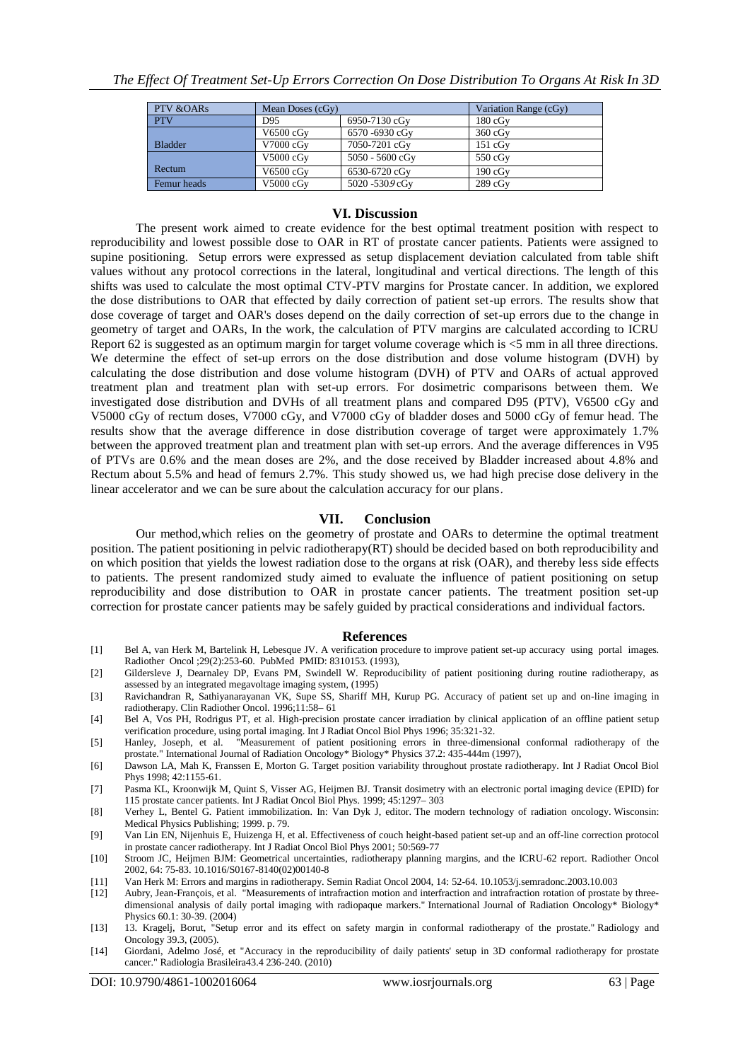| PTV &OARs | Mean Doses (cGy) | | Variation Range (cGy) |
|---|---|---|---|
| PTV | D95 | 6950-7130 cGy | 180 cGy |
| Bladder | V6500 cGy | 6570 -6930 cGy | 360 cGy |
| | V7000 cGy | 7050-7201 cGy | 151 cGy |
| Rectum | V5000 cGy | 5050 - 5600 cGy | 550 cGy |
| | V6500 cGy | 6530-6720 cGy | 190 cGy |
| Femur heads | V5000 cGy | 5020 -5309 cGy | 289 cGy |

## VI. Discussion

The present work aimed to create evidence for the best optimal treatment position with respect to reproducibility and lowest possible dose to OAR in RT of prostate cancer patients. Patients were assigned to supine positioning. Setup errors were expressed as setup displacement deviation calculated from table shift values without any protocol corrections in the lateral, longitudinal and vertical directions. The length of this shifts was used to calculate the most optimal CTV-PTV margins for Prostate cancer. In addition, we explored the dose distributions to OAR that effected by daily correction of patient set-up errors. The results show that dose coverage of target and OAR's doses depend on the daily correction of set-up errors due to the change in geometry of target and OARs, In the work, the calculation of PTV margins are calculated according to ICRU Report 62 is suggested as an optimum margin for target volume coverage which is <5 mm in all three directions. We determine the effect of set-up errors on the dose distribution and dose volume histogram (DVH) by calculating the dose distribution and dose volume histogram (DVH) of PTV and OARs of actual approved treatment plan and treatment plan with set-up errors. For dosimetric comparisons between them. We investigated dose distribution and DVHs of all treatment plans and compared D95 (PTV), V6500 cGy and V5000 cGy of rectum doses, V7000 cGy, and V7000 cGy of bladder doses and 5000 cGy of femur head. The results show that the average difference in dose distribution coverage of target were approximately 1.7% between the approved treatment plan and treatment plan with set-up errors. And the average differences in V95 of PTVs are 0.6% and the mean doses are 2%, and the dose received by Bladder increased about 4.8% and Rectum about 5.5% and head of femurs 2.7%. This study showed us, we had high precise dose delivery in the linear accelerator and we can be sure about the calculation accuracy for our plans.

## VII. Conclusion

Our method,which relies on the geometry of prostate and OARs to determine the optimal treatment position. The patient positioning in pelvic radiotherapy(RT) should be decided based on both reproducibility and on which position that yields the lowest radiation dose to the organs at risk (OAR), and thereby less side effects to patients. The present randomized study aimed to evaluate the influence of patient positioning on setup reproducibility and dose distribution to OAR in prostate cancer patients. The treatment position set-up correction for prostate cancer patients may be safely guided by practical considerations and individual factors.

## References

[1] Bel A, van Herk M, Bartelink H, Lebesque JV. A verification procedure to improve patient set-up accuracy using portal images. Radiother Oncol ;29(2):253-60. PubMed PMID: 8310153. (1993),

[2] Gildersleve J, Dearnaley DP, Evans PM, Swindell W. Reproducibility of patient positioning during routine radiotherapy, as assessed by an integrated megavoltage imaging system, (1995)

[3] Ravichandran R, Sathiyanarayanan VK, Supe SS, Shariff MH, Kurup PG. Accuracy of patient set up and on-line imaging in radiotherapy. Clin Radiother Oncol. 1996;11:58– 61

[4] Bel A, Vos PH, Rodrigus PT, et al. High-precision prostate cancer irradiation by clinical application of an offline patient setup verification procedure, using portal imaging. Int J Radiat Oncol Biol Phys 1996; 35:321-32.

[5] Hanley, Joseph, et al. "Measurement of patient positioning errors in three-dimensional conformal radiotherapy of the prostate." International Journal of Radiation Oncology* Biology* Physics 37.2: 435-444m (1997),

[6] Dawson LA, Mah K, Franssen E, Morton G. Target position variability throughout prostate radiotherapy. Int J Radiat Oncol Biol Phys 1998; 42:1155-61.

[7] Pasma KL, Kroonwijk M, Quint S, Visser AG, Heijmen BJ. Transit dosimetry with an electronic portal imaging device (EPID) for 115 prostate cancer patients. Int J Radiat Oncol Biol Phys. 1999; 45:1297– 303

[8] Verhey L, Bentel G. Patient immobilization. In: Van Dyk J, editor. The modern technology of radiation oncology. Wisconsin: Medical Physics Publishing; 1999. p. 79.

[9] Van Lin EN, Nijenhuis E, Huizenga H, et al. Effectiveness of couch height-based patient set-up and an off-line correction protocol in prostate cancer radiotherapy. Int J Radiat Oncol Biol Phys 2001; 50:569-77

[10] Stroom JC, Heijmen BJM: Geometrical uncertainties, radiotherapy planning margins, and the ICRU-62 report. Radiother Oncol 2002, 64: 75-83. 10.1016/S0167-8140(02)00140-8

[11] Van Herk M: Errors and margins in radiotherapy. Semin Radiat Oncol 2004, 14: 52-64. 10.1053/j.semradonc.2003.10.003

[12] Aubry, Jean-François, et al. "Measurements of intrafraction motion and interfraction and intrafraction rotation of prostate by three-dimensional analysis of daily portal imaging with radiopaque markers." International Journal of Radiation Oncology* Biology* Physics 60.1: 30-39. (2004)

[13] 13. Kragelj, Borut, "Setup error and its effect on safety margin in conformal radiotherapy of the prostate." Radiology and Oncology 39.3, (2005).

[14] Giordani, Adelmo José, et "Accuracy in the reproducibility of daily patients' setup in 3D conformal radiotherapy for prostate cancer." Radiologia Brasileira43.4 236-240. (2010)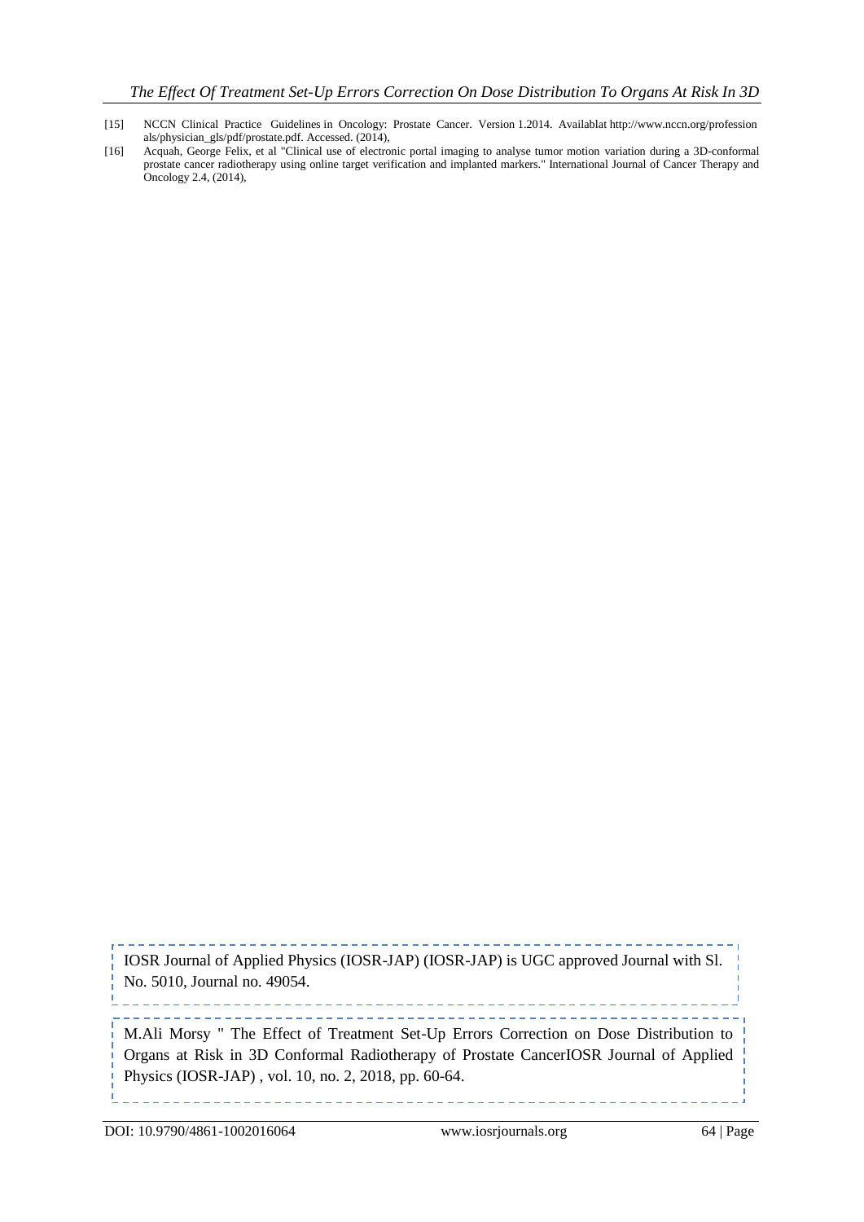[15] NCCN Clinical Practice Guidelines in Oncology: Prostate Cancer. Version 1.2014. Availablat http://www.nccn.org/professionals/physician_gls/pdf/prostate.pdf. Accessed. (2014),

[16] Acquah, George Felix, et al "Clinical use of electronic portal imaging to analyse tumor motion variation during a 3D-conformal prostate cancer radiotherapy using online target verification and implanted markers." International Journal of Cancer Therapy and Oncology 2.4, (2014),

IOSR Journal of Applied Physics (IOSR-JAP) (IOSR-JAP) is UGC approved Journal with Sl. No. 5010, Journal no. 49054.

M.Ali Morsy " The Effect of Treatment Set-Up Errors Correction on Dose Distribution to Organs at Risk in 3D Conformal Radiotherapy of Prostate CancerIOSR Journal of Applied Physics (IOSR-JAP) , vol. 10, no. 2, 2018, pp. 60-64.